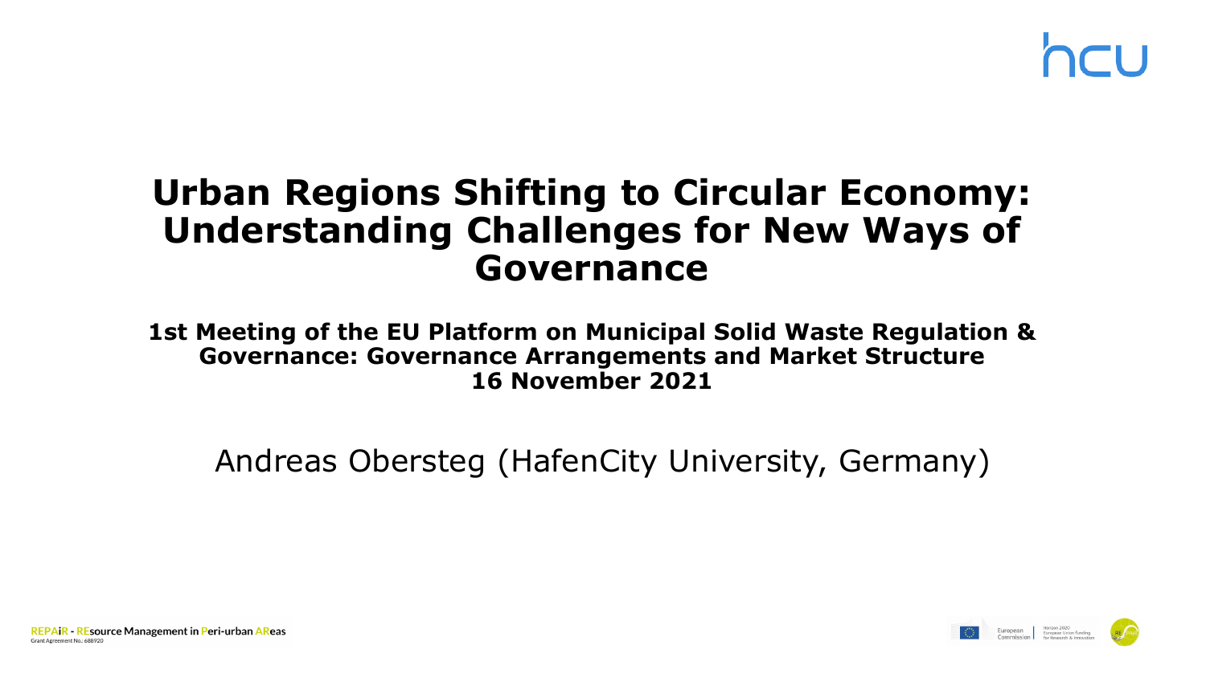hcu

# Urban Regions Shifting to Circular Economy: Understanding Challenges for New Ways of Governance

**1st Meeting of the EU Platform on Municipal Solid Waste Regulation & Governance: Governance Arrangements and Market Structure**
**16 November 2021**

Andreas Obersteg (HafenCity University, Germany)

REPAiR - REsource Management in Peri-urban AReas
Grant Agreement No.: 688920

European Commission | Horizon 2020 European Union Funding for Research & Innovation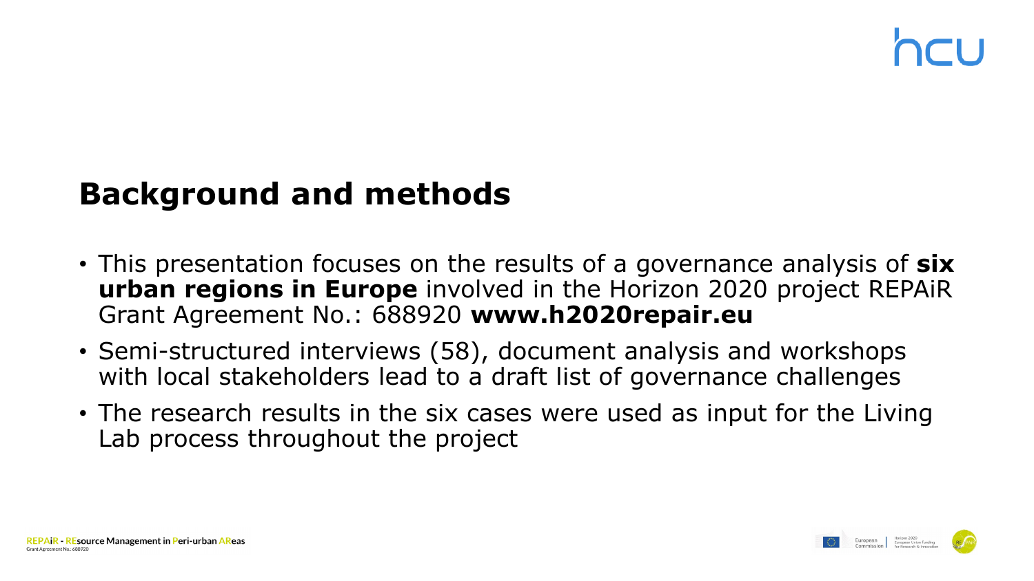## Background and methods

- This presentation focuses on the results of a governance analysis of **six urban regions in Europe** involved in the Horizon 2020 project REPAiR Grant Agreement No.: 688920 **www.h2020repair.eu**
- Semi-structured interviews (58), document analysis and workshops with local stakeholders lead to a draft list of governance challenges
- The research results in the six cases were used as input for the Living Lab process throughout the project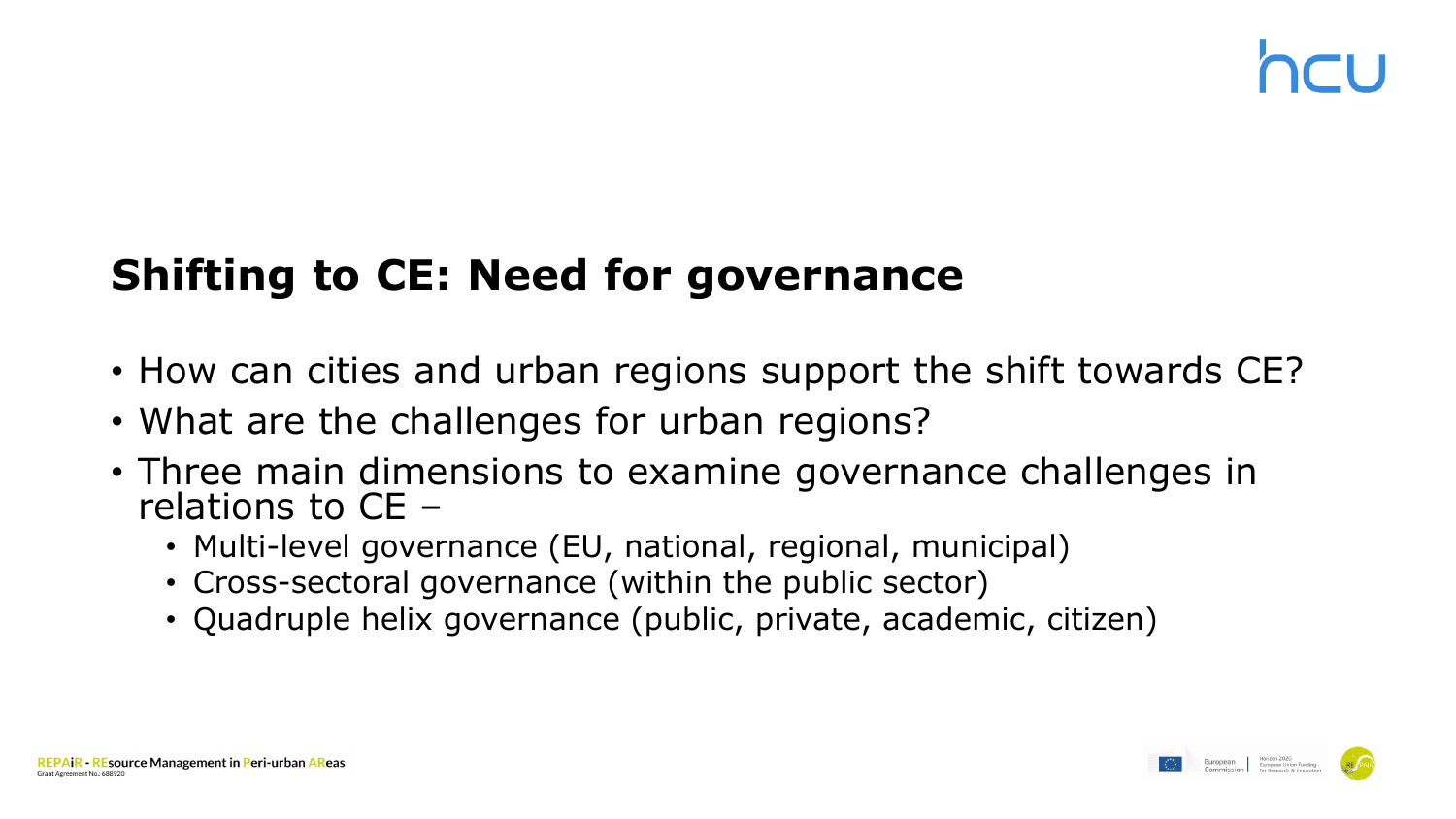## Shifting to CE: Need for governance

- How can cities and urban regions support the shift towards CE?
- What are the challenges for urban regions?
- Three main dimensions to examine governance challenges in relations to CE –
  - Multi-level governance (EU, national, regional, municipal)
  - Cross-sectoral governance (within the public sector)
  - Quadruple helix governance (public, private, academic, citizen)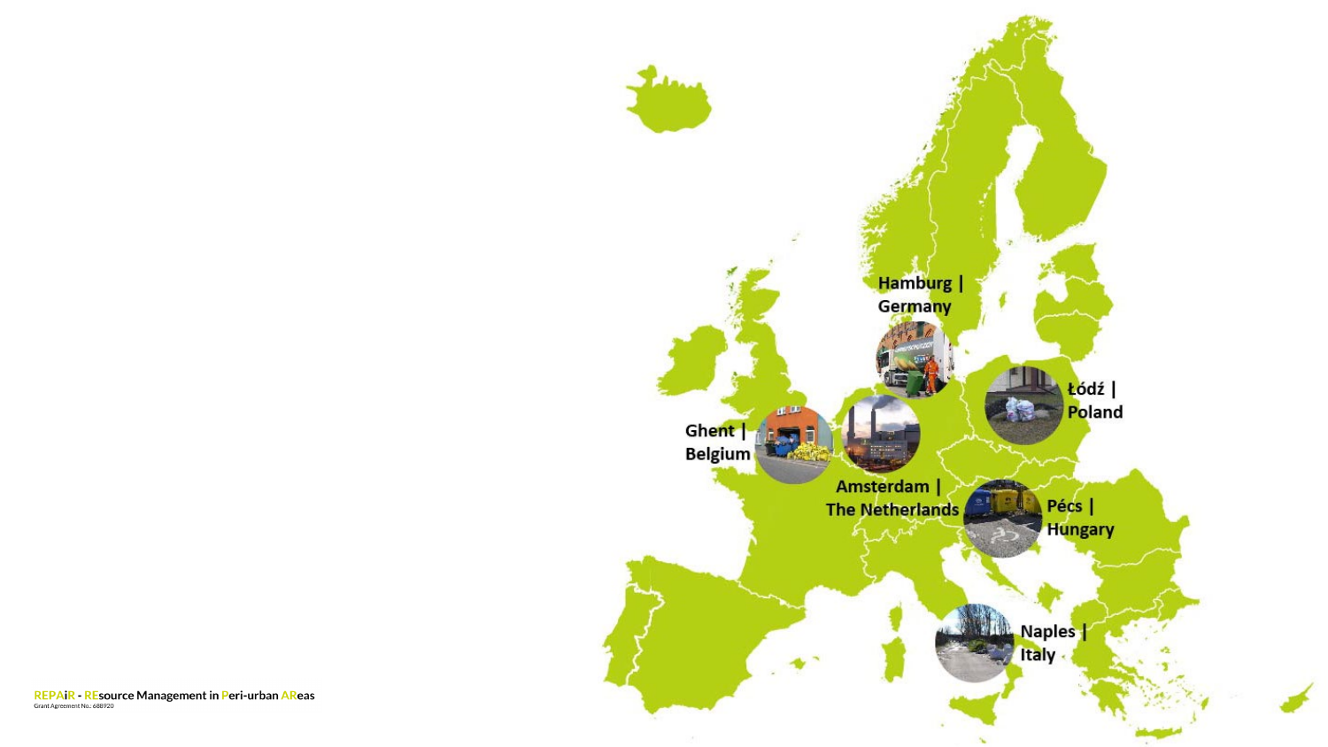Hamburg | Germany

Łódź | Poland

Ghent | Belgium

Amsterdam | The Netherlands

Pécs | Hungary

Naples | Italy

**REPAiR - REsource Management in Peri-urban AReas**
Grant Agreement No.: 688920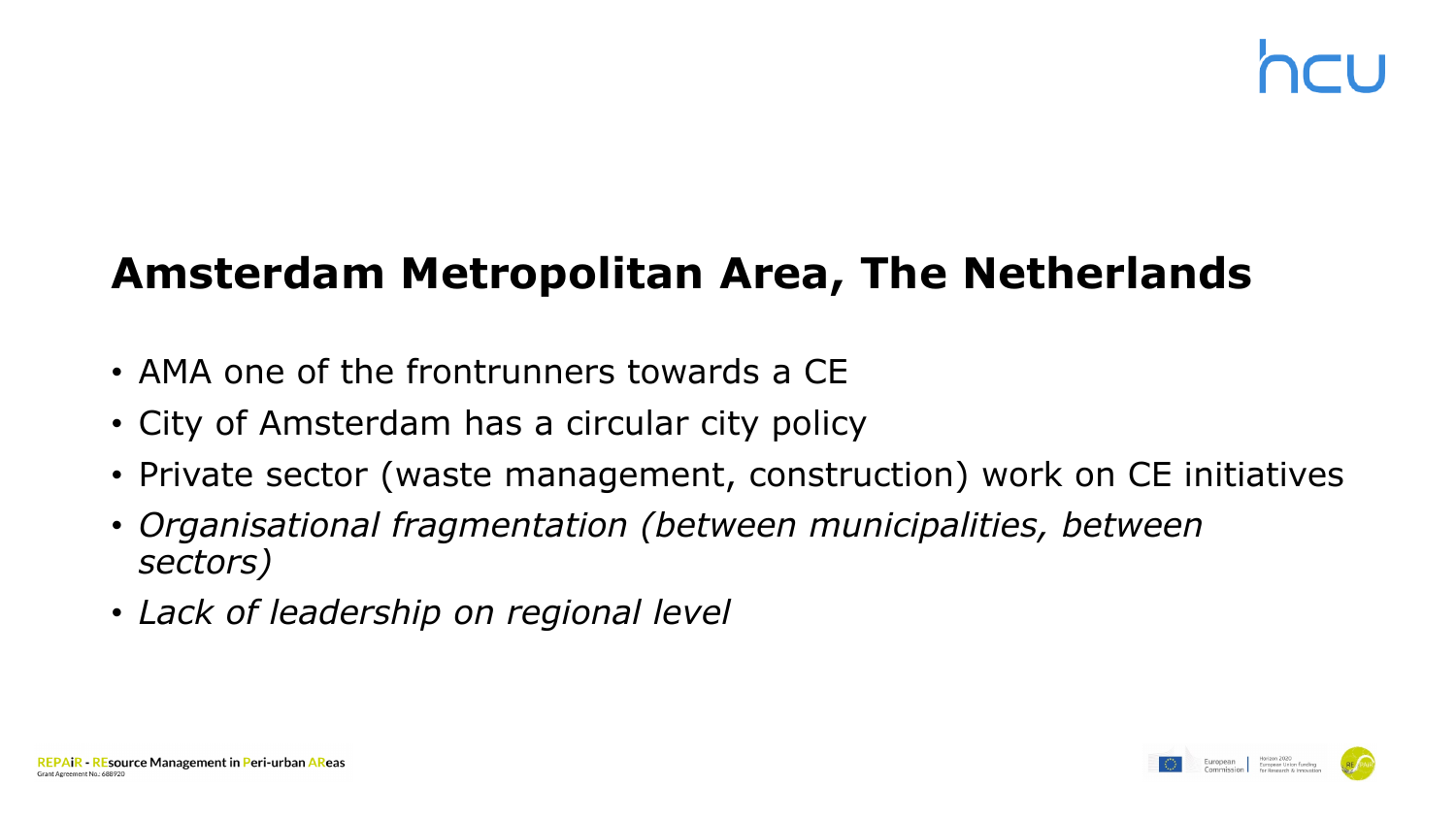## Amsterdam Metropolitan Area, The Netherlands

- AMA one of the frontrunners towards a CE
- City of Amsterdam has a circular city policy
- Private sector (waste management, construction) work on CE initiatives
- *Organisational fragmentation (between municipalities, between sectors)*
- *Lack of leadership on regional level*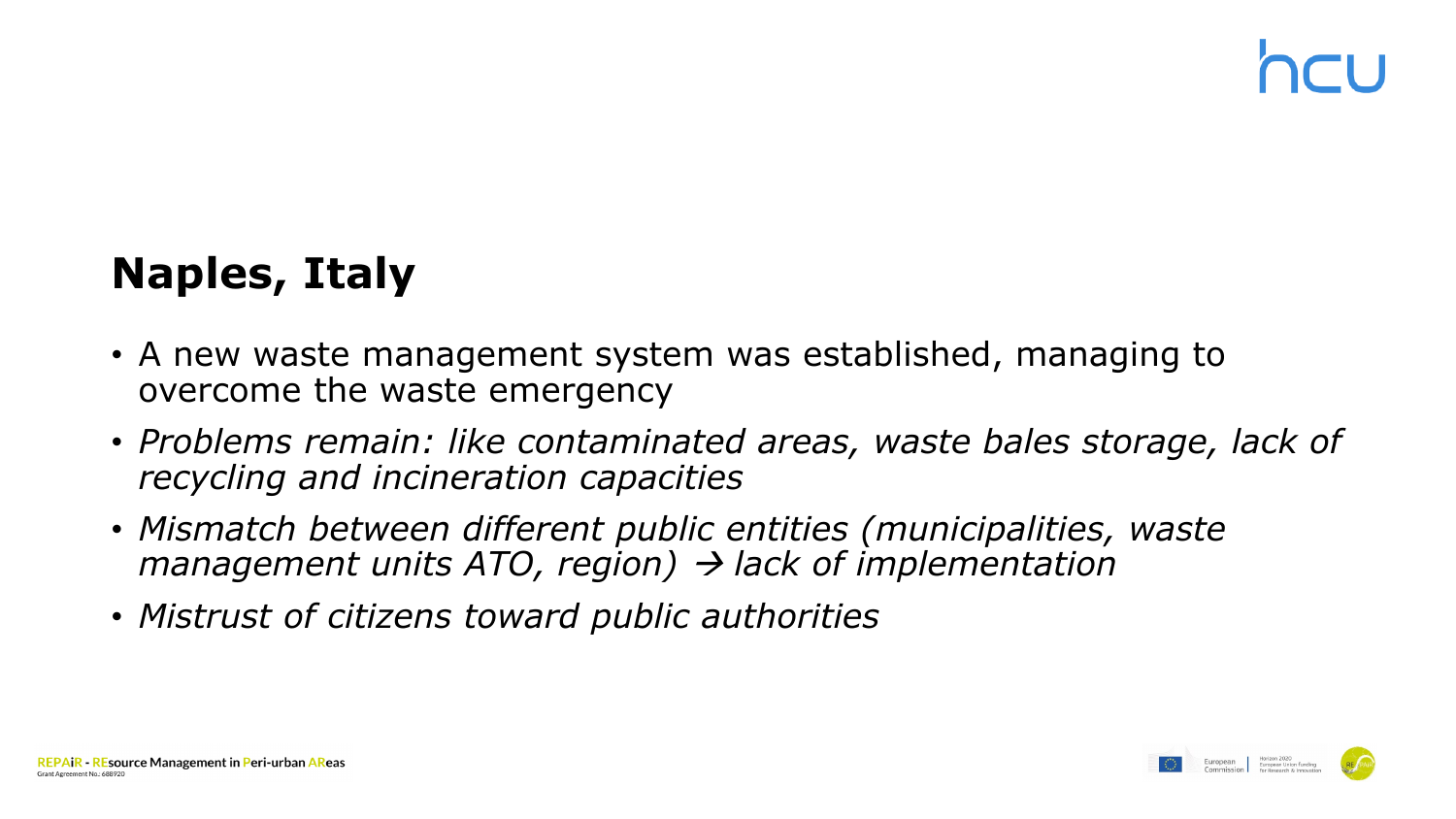# Naples, Italy

- A new waste management system was established, managing to overcome the waste emergency
- *Problems remain: like contaminated areas, waste bales storage, lack of recycling and incineration capacities*
- *Mismatch between different public entities (municipalities, waste management units ATO, region) → lack of implementation*
- *Mistrust of citizens toward public authorities*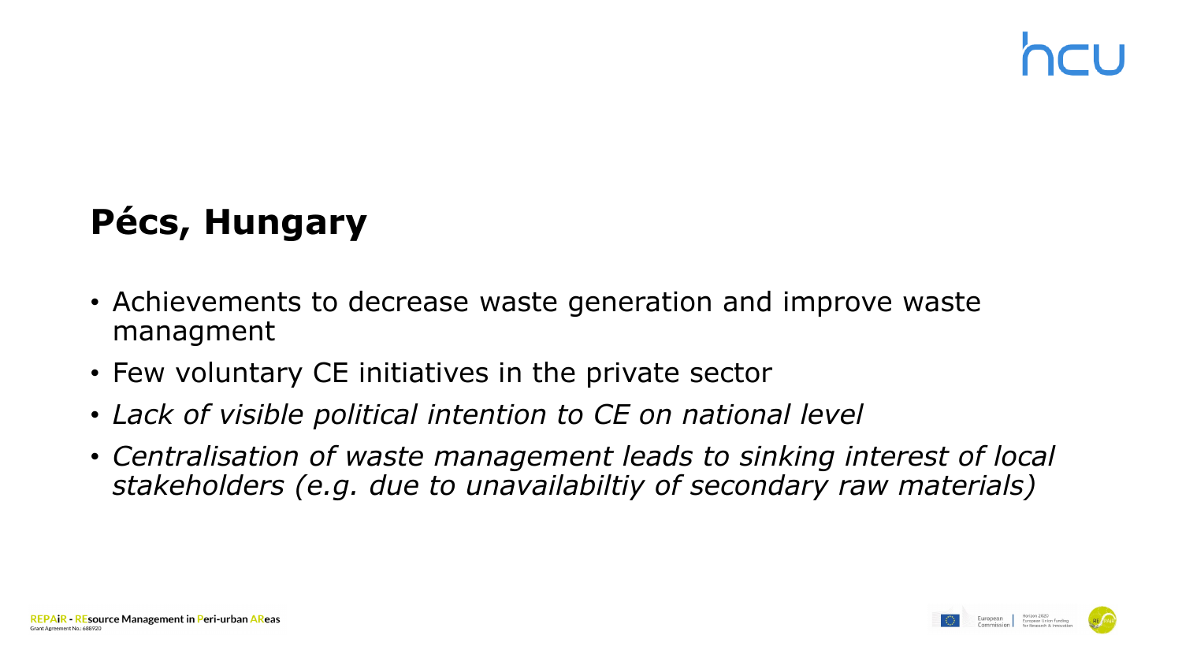# Pécs, Hungary

- Achievements to decrease waste generation and improve waste managment
- Few voluntary CE initiatives in the private sector
- *Lack of visible political intention to CE on national level*
- *Centralisation of waste management leads to sinking interest of local stakeholders (e.g. due to unavailabiltiy of secondary raw materials)*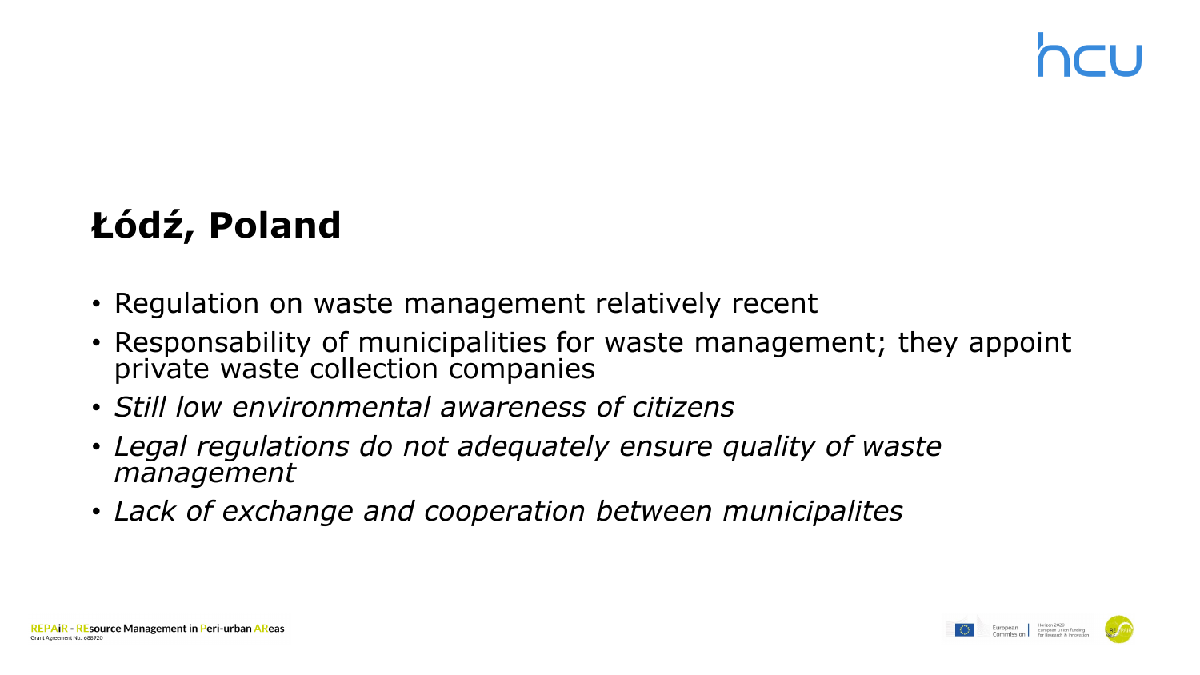# Łódź, Poland

- Regulation on waste management relatively recent
- Responsability of municipalities for waste management; they appoint private waste collection companies
- *Still low environmental awareness of citizens*
- *Legal regulations do not adequately ensure quality of waste management*
- *Lack of exchange and cooperation between municipalites*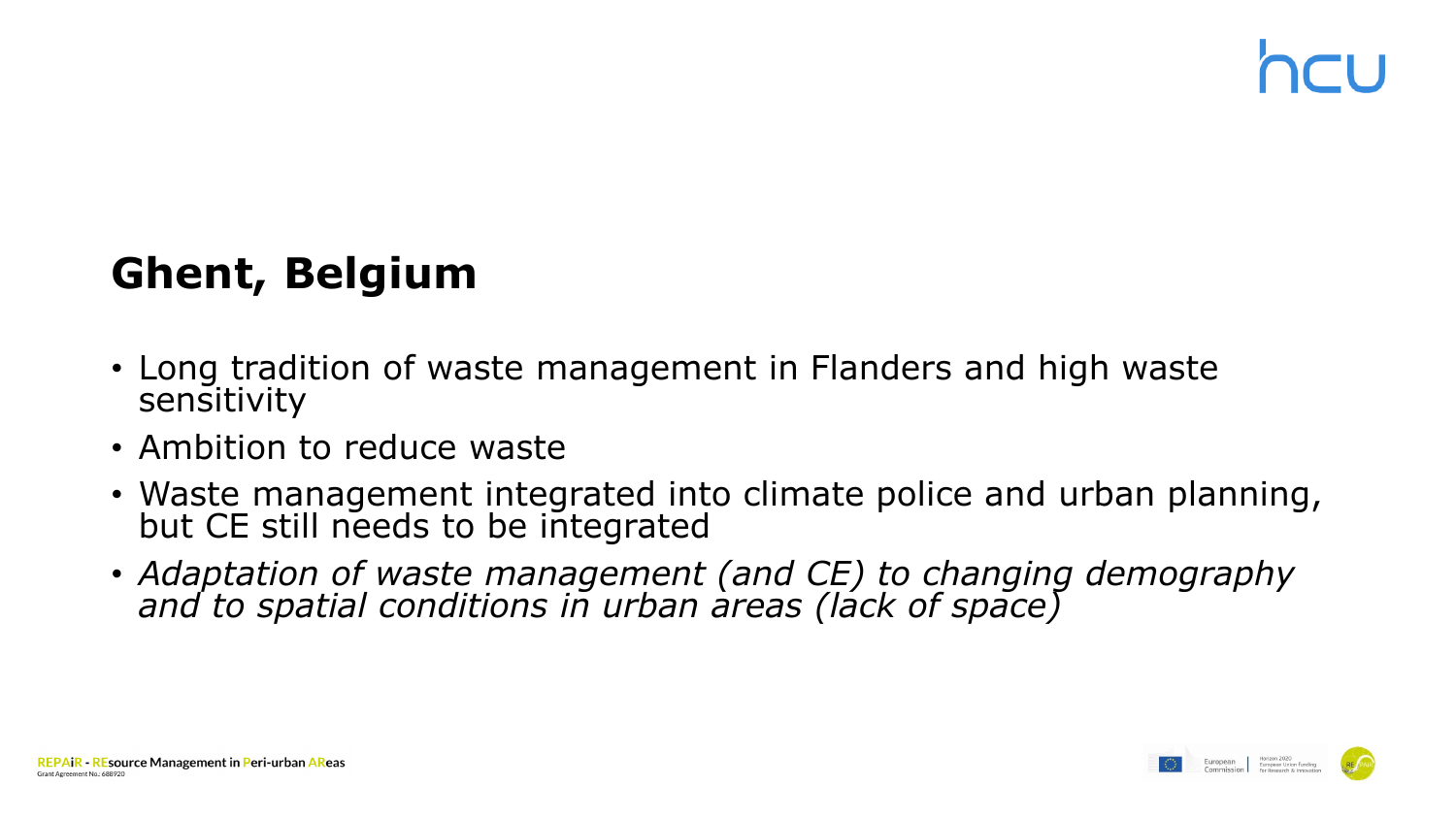## Ghent, Belgium

- Long tradition of waste management in Flanders and high waste sensitivity
- Ambition to reduce waste
- Waste management integrated into climate police and urban planning, but CE still needs to be integrated
- *Adaptation of waste management (and CE) to changing demography and to spatial conditions in urban areas (lack of space)*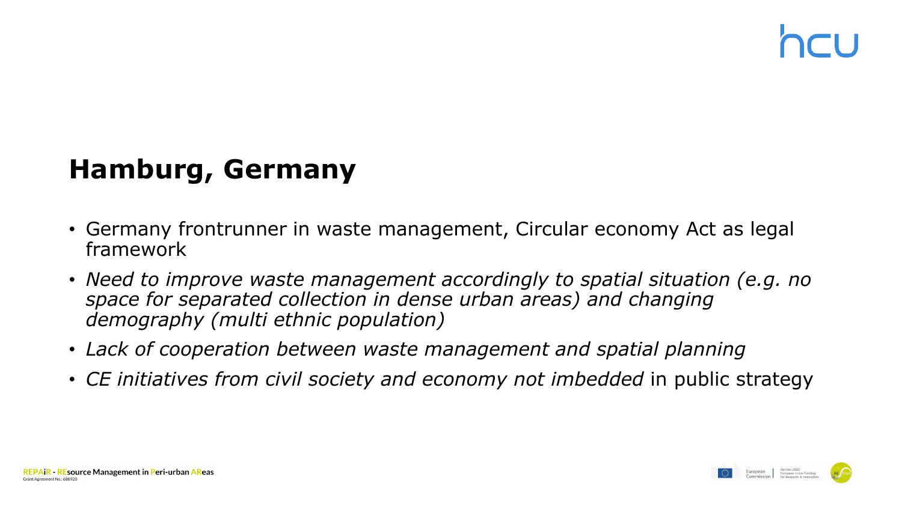# Hamburg, Germany

- Germany frontrunner in waste management, Circular economy Act as legal framework
- *Need to improve waste management accordingly to spatial situation (e.g. no space for separated collection in dense urban areas) and changing demography (multi ethnic population)*
- *Lack of cooperation between waste management and spatial planning*
- *CE initiatives from civil society and economy not imbedded* in public strategy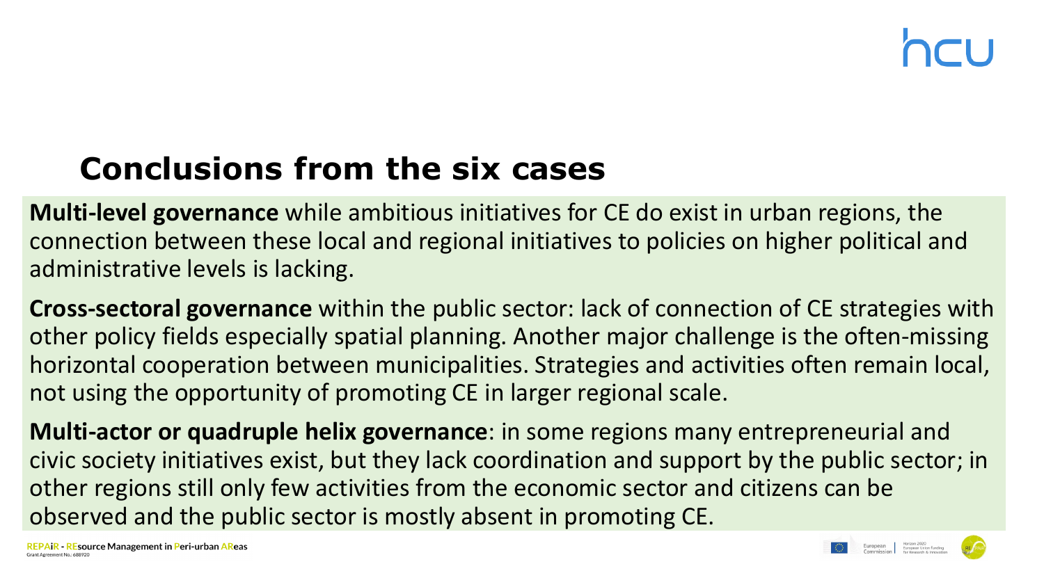## Conclusions from the six cases

**Multi-level governance** while ambitious initiatives for CE do exist in urban regions, the connection between these local and regional initiatives to policies on higher political and administrative levels is lacking.

**Cross-sectoral governance** within the public sector: lack of connection of CE strategies with other policy fields especially spatial planning. Another major challenge is the often-missing horizontal cooperation between municipalities. Strategies and activities often remain local, not using the opportunity of promoting CE in larger regional scale.

**Multi-actor or quadruple helix governance**: in some regions many entrepreneurial and civic society initiatives exist, but they lack coordination and support by the public sector; in other regions still only few activities from the economic sector and citizens can be observed and the public sector is mostly absent in promoting CE.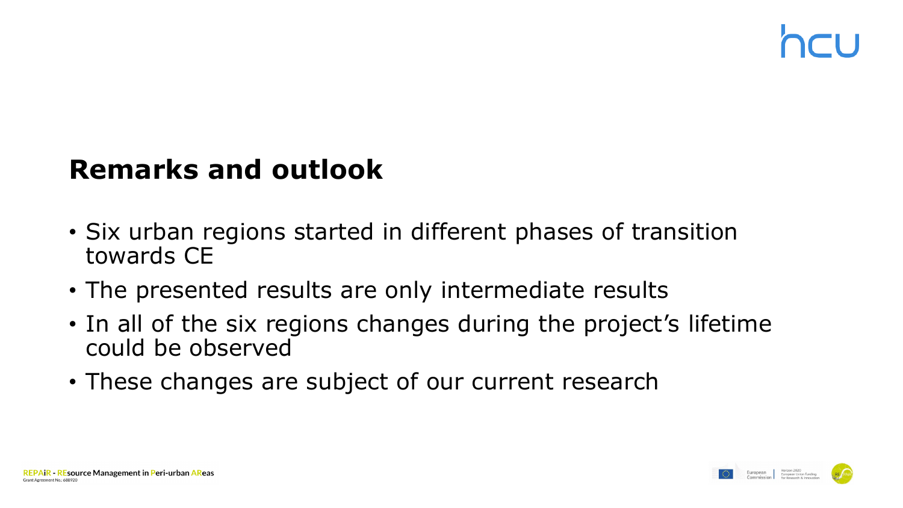## Remarks and outlook

- Six urban regions started in different phases of transition towards CE
- The presented results are only intermediate results
- In all of the six regions changes during the project's lifetime could be observed
- These changes are subject of our current research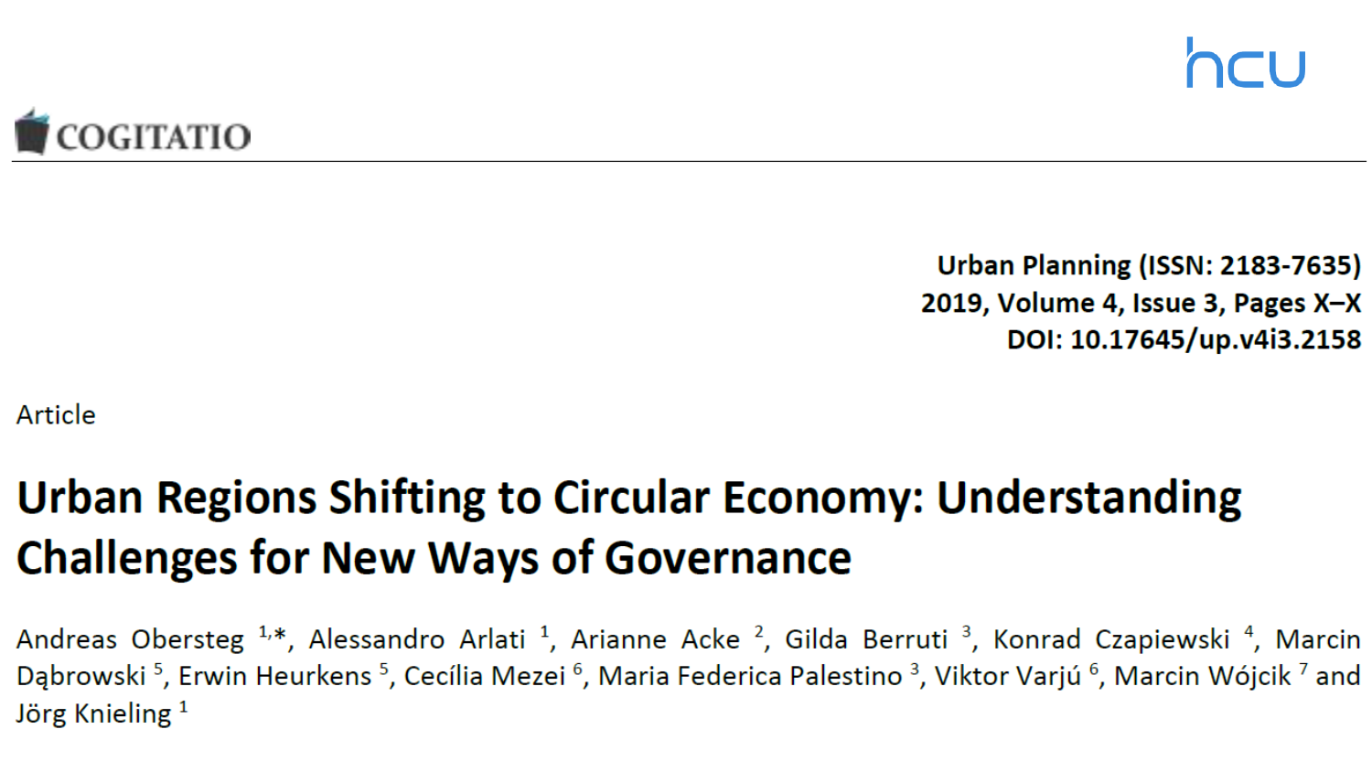Urban Planning (ISSN: 2183-7635)
2019, Volume 4, Issue 3, Pages X–X
DOI: 10.17645/up.v4i3.2158

Article

# Urban Regions Shifting to Circular Economy: Understanding Challenges for New Ways of Governance

Andreas Obersteg [1,*], Alessandro Arlati [1], Arianne Acke [2], Gilda Berruti [3], Konrad Czapiewski [4], Marcin Dąbrowski [5], Erwin Heurkens [5], Cecília Mezei [6], Maria Federica Palestino [3], Viktor Varjú [6], Marcin Wójcik [7] and Jörg Knieling [1]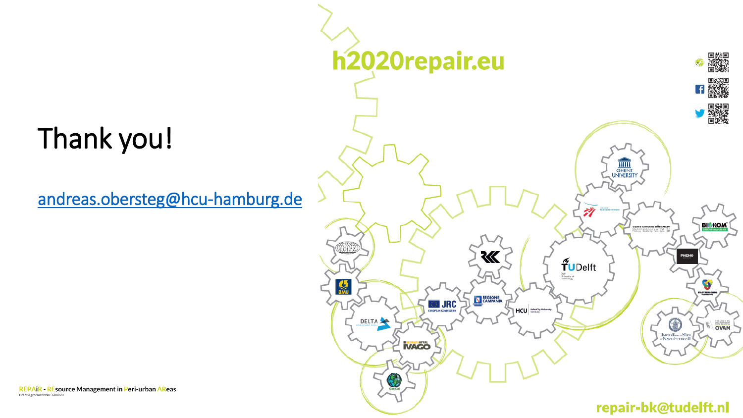# Thank you!

andreas.obersteg@hcu-hamburg.de

h2020repair.eu

repair-bk@tudelft.nl

REPAiR - REsource Management in Peri-urban AReas
Grant Agreement No.: 688920